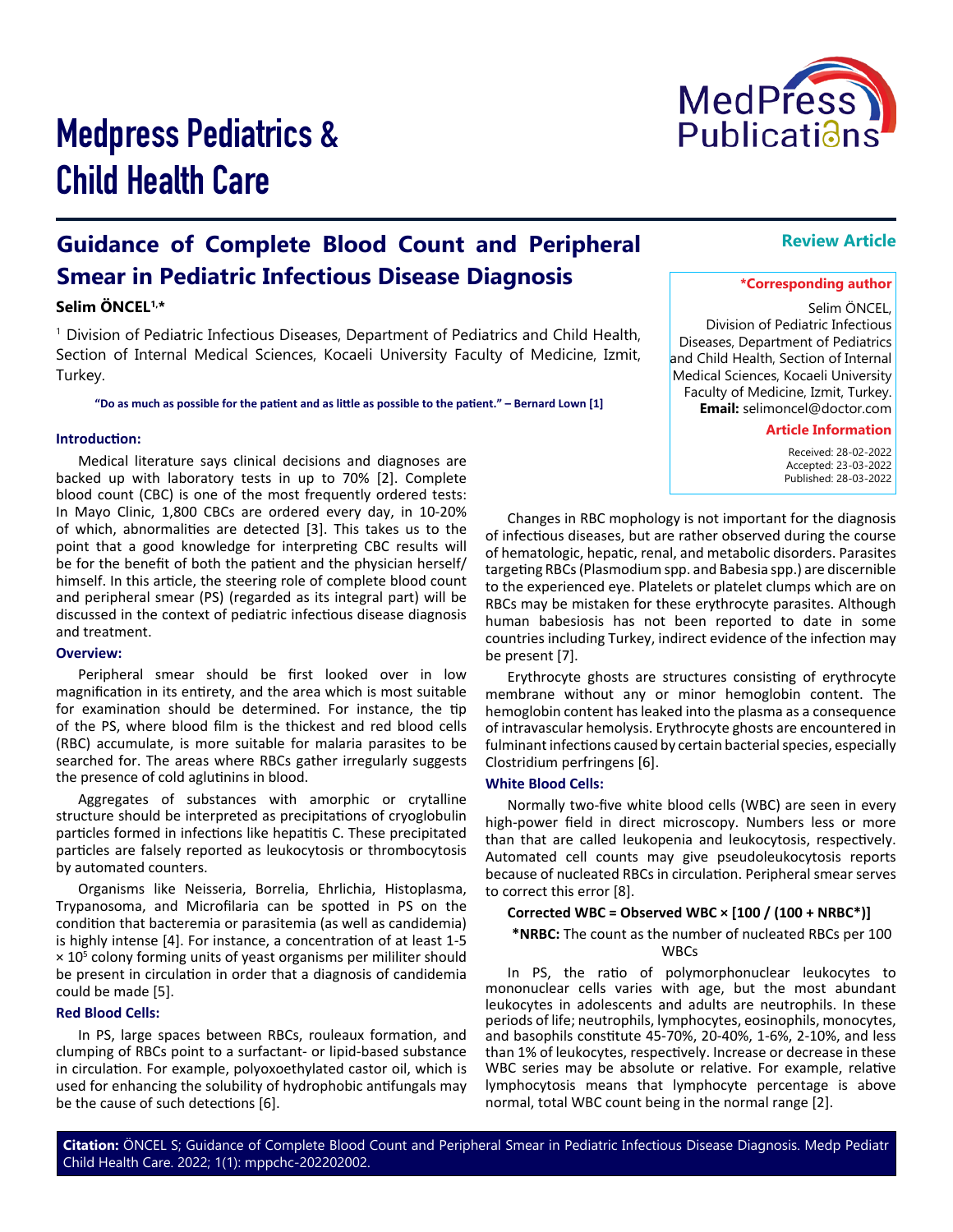# Medpress Pediatrics & Child Health Care

**Review Article**

## Guidance of Complete Blood Count and Peripheral Smear in Pediatric Infectious Disease Diagnosis

**Selim ÖNCEL[1,*]**

[1] Division of Pediatric Infectious Diseases, Department of Pediatrics and Child Health, Section of Internal Medical Sciences, Kocaeli University Faculty of Medicine, Izmit, Turkey.

**"Do as much as possible for the patient and as little as possible to the patient." – Bernard Lown [1]**

**\*Corresponding author**

Selim ÖNCEL, Division of Pediatric Infectious Diseases, Department of Pediatrics and Child Health, Section of Internal Medical Sciences, Kocaeli University Faculty of Medicine, Izmit, Turkey.
**Email:** selimoncel@doctor.com

**Article Information**

Received: 28-02-2022
Accepted: 23-03-2022
Published: 28-03-2022

### Introduction:

Medical literature says clinical decisions and diagnoses are backed up with laboratory tests in up to 70% [2]. Complete blood count (CBC) is one of the most frequently ordered tests: In Mayo Clinic, 1,800 CBCs are ordered every day, in 10-20% of which, abnormalities are detected [3]. This takes us to the point that a good knowledge for interpreting CBC results will be for the benefit of both the patient and the physician herself/himself. In this article, the steering role of complete blood count and peripheral smear (PS) (regarded as its integral part) will be discussed in the context of pediatric infectious disease diagnosis and treatment.

### Overview:

Peripheral smear should be first looked over in low magnification in its entirety, and the area which is most suitable for examination should be determined. For instance, the tip of the PS, where blood film is the thickest and red blood cells (RBC) accumulate, is more suitable for malaria parasites to be searched for. The areas where RBCs gather irregularly suggests the presence of cold aglutinins in blood.

Aggregates of substances with amorphic or crytalline structure should be interpreted as precipitations of cryoglobulin particles formed in infections like hepatitis C. These precipitated particles are falsely reported as leukocytosis or thrombocytosis by automated counters.

Organisms like Neisseria, Borrelia, Ehrlichia, Histoplasma, Trypanosoma, and Microfilaria can be spotted in PS on the condition that bacteremia or parasitemia (as well as candidemia) is highly intense [4]. For instance, a concentration of at least 1-5 $\times 10^5$ colony forming units of yeast organisms per mililiter should be present in circulation in order that a diagnosis of candidemia could be made [5].

### Red Blood Cells:

In PS, large spaces between RBCs, rouleaux formation, and clumping of RBCs point to a surfactant- or lipid-based substance in circulation. For example, polyoxoethylated castor oil, which is used for enhancing the solubility of hydrophobic antifungals may be the cause of such detections [6].

Changes in RBC mophology is not important for the diagnosis of infectious diseases, but are rather observed during the course of hematologic, hepatic, renal, and metabolic disorders. Parasites targeting RBCs (Plasmodium spp. and Babesia spp.) are discernible to the experienced eye. Platelets or platelet clumps which are on RBCs may be mistaken for these erythrocyte parasites. Although human babesiosis has not been reported to date in some countries including Turkey, indirect evidence of the infection may be present [7].

Erythrocyte ghosts are structures consisting of erythrocyte membrane without any or minor hemoglobin content. The hemoglobin content has leaked into the plasma as a consequence of intravascular hemolysis. Erythrocyte ghosts are encountered in fulminant infections caused by certain bacterial species, especially Clostridium perfringens [6].

### White Blood Cells:

Normally two-five white blood cells (WBC) are seen in every high-power field in direct microscopy. Numbers less or more than that are called leukopenia and leukocytosis, respectively. Automated cell counts may give pseudoleukocytosis reports because of nucleated RBCs in circulation. Peripheral smear serves to correct this error [8].

**Corrected WBC = Observed WBC × [100 / (100 + NRBC\*)]**

**\*NRBC:** The count as the number of nucleated RBCs per 100 WBCs

In PS, the ratio of polymorphonuclear leukocytes to mononuclear cells varies with age, but the most abundant leukocytes in adolescents and adults are neutrophils. In these periods of life; neutrophils, lymphocytes, eosinophils, monocytes, and basophils constitute 45-70%, 20-40%, 1-6%, 2-10%, and less than 1% of leukocytes, respectively. Increase or decrease in these WBC series may be absolute or relative. For example, relative lymphocytosis means that lymphocyte percentage is above normal, total WBC count being in the normal range [2].

**Citation:** ÖNCEL S; Guidance of Complete Blood Count and Peripheral Smear in Pediatric Infectious Disease Diagnosis. Medp Pediatr Child Health Care. 2022; 1(1): mppchc-202202002.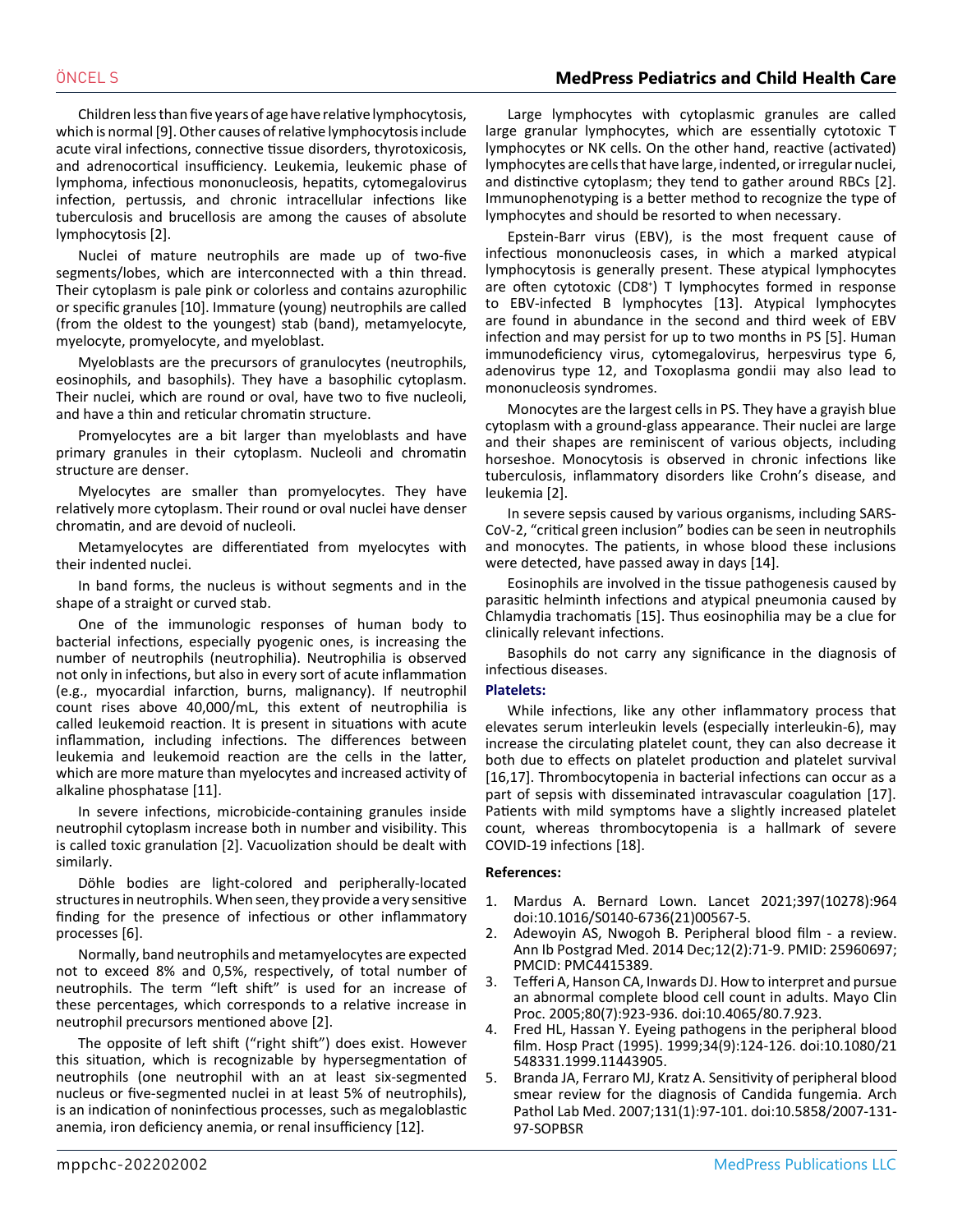Children less than five years of age have relative lymphocytosis, which is normal [9]. Other causes of relative lymphocytosis include acute viral infections, connective tissue disorders, thyrotoxicosis, and adrenocortical insufficiency. Leukemia, leukemic phase of lymphoma, infectious mononucleosis, hepatits, cytomegalovirus infection, pertussis, and chronic intracellular infections like tuberculosis and brucellosis are among the causes of absolute lymphocytosis [2].

Nuclei of mature neutrophils are made up of two-five segments/lobes, which are interconnected with a thin thread. Their cytoplasm is pale pink or colorless and contains azurophilic or specific granules [10]. Immature (young) neutrophils are called (from the oldest to the youngest) stab (band), metamyelocyte, myelocyte, promyelocyte, and myeloblast.

Myeloblasts are the precursors of granulocytes (neutrophils, eosinophils, and basophils). They have a basophilic cytoplasm. Their nuclei, which are round or oval, have two to five nucleoli, and have a thin and reticular chromatin structure.

Promyelocytes are a bit larger than myeloblasts and have primary granules in their cytoplasm. Nucleoli and chromatin structure are denser.

Myelocytes are smaller than promyelocytes. They have relatively more cytoplasm. Their round or oval nuclei have denser chromatin, and are devoid of nucleoli.

Metamyelocytes are differentiated from myelocytes with their indented nuclei.

In band forms, the nucleus is without segments and in the shape of a straight or curved stab.

One of the immunologic responses of human body to bacterial infections, especially pyogenic ones, is increasing the number of neutrophils (neutrophilia). Neutrophilia is observed not only in infections, but also in every sort of acute inflammation (e.g., myocardial infarction, burns, malignancy). If neutrophil count rises above 40,000/mL, this extent of neutrophilia is called leukemoid reaction. It is present in situations with acute inflammation, including infections. The differences between leukemia and leukemoid reaction are the cells in the latter, which are more mature than myelocytes and increased activity of alkaline phosphatase [11].

In severe infections, microbicide-containing granules inside neutrophil cytoplasm increase both in number and visibility. This is called toxic granulation [2]. Vacuolization should be dealt with similarly.

Döhle bodies are light-colored and peripherally-located structures in neutrophils. When seen, they provide a very sensitive finding for the presence of infectious or other inflammatory processes [6].

Normally, band neutrophils and metamyelocytes are expected not to exceed 8% and 0,5%, respectively, of total number of neutrophils. The term "left shift" is used for an increase of these percentages, which corresponds to a relative increase in neutrophil precursors mentioned above [2].

The opposite of left shift ("right shift") does exist. However this situation, which is recognizable by hypersegmentation of neutrophils (one neutrophil with an at least six-segmented nucleus or five-segmented nuclei in at least 5% of neutrophils), is an indication of noninfectious processes, such as megaloblastic anemia, iron deficiency anemia, or renal insufficiency [12].

Large lymphocytes with cytoplasmic granules are called large granular lymphocytes, which are essentially cytotoxic T lymphocytes or NK cells. On the other hand, reactive (activated) lymphocytes are cells that have large, indented, or irregular nuclei, and distinctive cytoplasm; they tend to gather around RBCs [2]. Immunophenotyping is a better method to recognize the type of lymphocytes and should be resorted to when necessary.

Epstein-Barr virus (EBV), is the most frequent cause of infectious mononucleosis cases, in which a marked atypical lymphocytosis is generally present. These atypical lymphocytes are often cytotoxic ($CD8^+$) T lymphocytes formed in response to EBV-infected B lymphocytes [13]. Atypical lymphocytes are found in abundance in the second and third week of EBV infection and may persist for up to two months in PS [5]. Human immunodeficiency virus, cytomegalovirus, herpesvirus type 6, adenovirus type 12, and Toxoplasma gondii may also lead to mononucleosis syndromes.

Monocytes are the largest cells in PS. They have a grayish blue cytoplasm with a ground-glass appearance. Their nuclei are large and their shapes are reminiscent of various objects, including horseshoe. Monocytosis is observed in chronic infections like tuberculosis, inflammatory disorders like Crohn's disease, and leukemia [2].

In severe sepsis caused by various organisms, including SARS-CoV-2, "critical green inclusion" bodies can be seen in neutrophils and monocytes. The patients, in whose blood these inclusions were detected, have passed away in days [14].

Eosinophils are involved in the tissue pathogenesis caused by parasitic helminth infections and atypical pneumonia caused by Chlamydia trachomatis [15]. Thus eosinophilia may be a clue for clinically relevant infections.

Basophils do not carry any significance in the diagnosis of infectious diseases.

### Platelets:

While infections, like any other inflammatory process that elevates serum interleukin levels (especially interleukin-6), may increase the circulating platelet count, they can also decrease it both due to effects on platelet production and platelet survival [16,17]. Thrombocytopenia in bacterial infections can occur as a part of sepsis with disseminated intravascular coagulation [17]. Patients with mild symptoms have a slightly increased platelet count, whereas thrombocytopenia is a hallmark of severe COVID-19 infections [18].

### References:

1. Mardus A. Bernard Lown. Lancet 2021;397(10278):964 doi:10.1016/S0140-6736(21)00567-5.
2. Adewoyin AS, Nwogoh B. Peripheral blood film - a review. Ann Ib Postgrad Med. 2014 Dec;12(2):71-9. PMID: 25960697; PMCID: PMC4415389.
3. Tefferi A, Hanson CA, Inwards DJ. How to interpret and pursue an abnormal complete blood cell count in adults. Mayo Clin Proc. 2005;80(7):923-936. doi:10.4065/80.7.923.
4. Fred HL, Hassan Y. Eyeing pathogens in the peripheral blood film. Hosp Pract (1995). 1999;34(9):124-126. doi:10.1080/21548331.1999.11443905.
5. Branda JA, Ferraro MJ, Kratz A. Sensitivity of peripheral blood smear review for the diagnosis of Candida fungemia. Arch Pathol Lab Med. 2007;131(1):97-101. doi:10.5858/2007-131-97-SOPBSR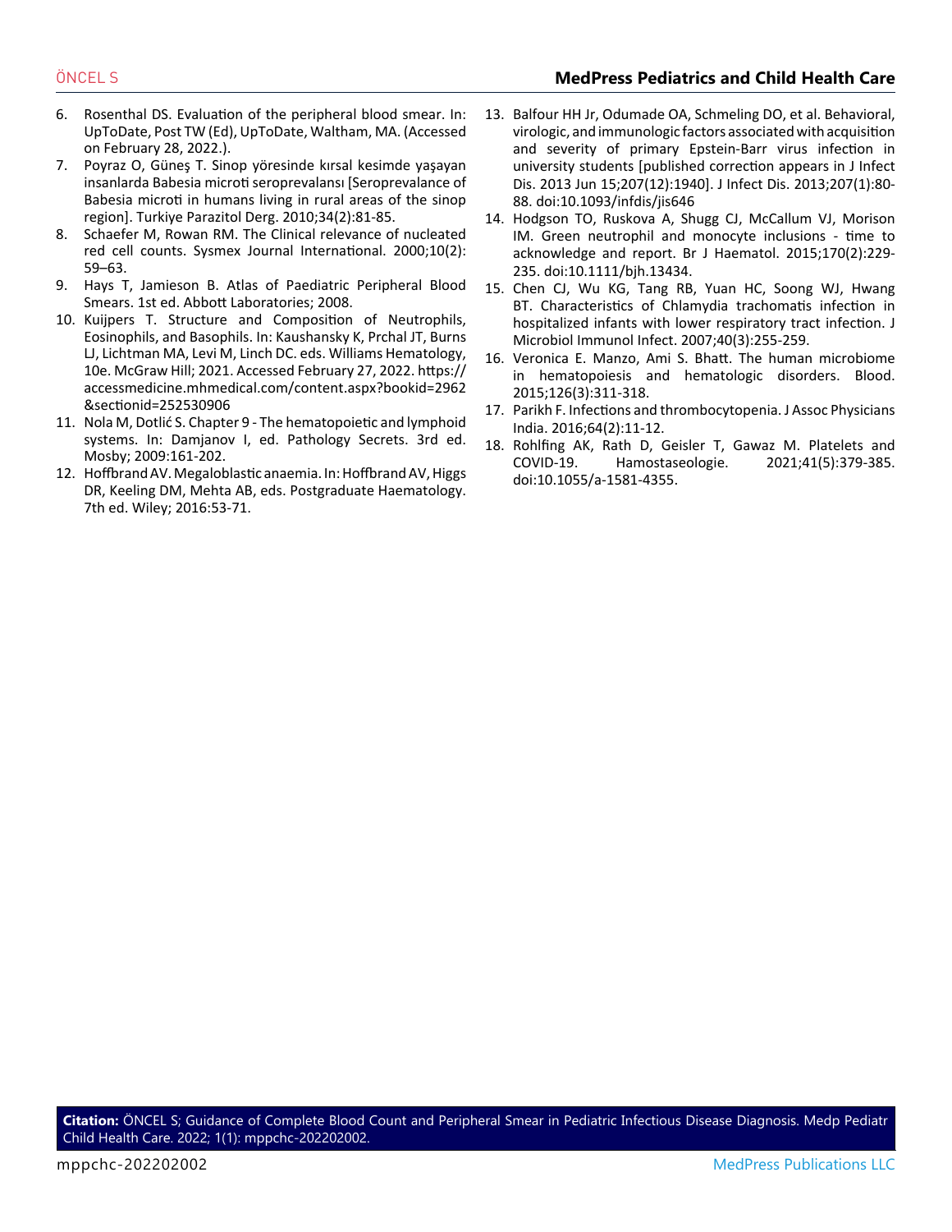6. Rosenthal DS. Evaluation of the peripheral blood smear. In: UpToDate, Post TW (Ed), UpToDate, Waltham, MA. (Accessed on February 28, 2022.).
7. Poyraz O, Güneş T. Sinop yöresinde kırsal kesimde yaşayan insanlarda Babesia microti seroprevalansı [Seroprevalance of Babesia microti in humans living in rural areas of the sinop region]. Turkiye Parazitol Derg. 2010;34(2):81-85.
8. Schaefer M, Rowan RM. The Clinical relevance of nucleated red cell counts. Sysmex Journal International. 2000;10(2): 59–63.
9. Hays T, Jamieson B. Atlas of Paediatric Peripheral Blood Smears. 1st ed. Abbott Laboratories; 2008.
10. Kuijpers T. Structure and Composition of Neutrophils, Eosinophils, and Basophils. In: Kaushansky K, Prchal JT, Burns LJ, Lichtman MA, Levi M, Linch DC. eds. Williams Hematology, 10e. McGraw Hill; 2021. Accessed February 27, 2022. https://accessmedicine.mhmedical.com/content.aspx?bookid=2962&sectionid=252530906
11. Nola M, Dotlić S. Chapter 9 - The hematopoietic and lymphoid systems. In: Damjanov I, ed. Pathology Secrets. 3rd ed. Mosby; 2009:161-202.
12. Hoffbrand AV. Megaloblastic anaemia. In: Hoffbrand AV, Higgs DR, Keeling DM, Mehta AB, eds. Postgraduate Haematology. 7th ed. Wiley; 2016:53-71.
13. Balfour HH Jr, Odumade OA, Schmeling DO, et al. Behavioral, virologic, and immunologic factors associated with acquisition and severity of primary Epstein-Barr virus infection in university students [published correction appears in J Infect Dis. 2013 Jun 15;207(12):1940]. J Infect Dis. 2013;207(1):80-88. doi:10.1093/infdis/jis646
14. Hodgson TO, Ruskova A, Shugg CJ, McCallum VJ, Morison IM. Green neutrophil and monocyte inclusions - time to acknowledge and report. Br J Haematol. 2015;170(2):229-235. doi:10.1111/bjh.13434.
15. Chen CJ, Wu KG, Tang RB, Yuan HC, Soong WJ, Hwang BT. Characteristics of Chlamydia trachomatis infection in hospitalized infants with lower respiratory tract infection. J Microbiol Immunol Infect. 2007;40(3):255-259.
16. Veronica E. Manzo, Ami S. Bhatt. The human microbiome in hematopoiesis and hematologic disorders. Blood. 2015;126(3):311-318.
17. Parikh F. Infections and thrombocytopenia. J Assoc Physicians India. 2016;64(2):11-12.
18. Rohlfing AK, Rath D, Geisler T, Gawaz M. Platelets and COVID-19. Hamostaseologie. 2021;41(5):379-385. doi:10.1055/a-1581-4355.

**Citation:** ÖNCEL S; Guidance of Complete Blood Count and Peripheral Smear in Pediatric Infectious Disease Diagnosis. Medp Pediatr Child Health Care. 2022; 1(1): mppchc-202202002.